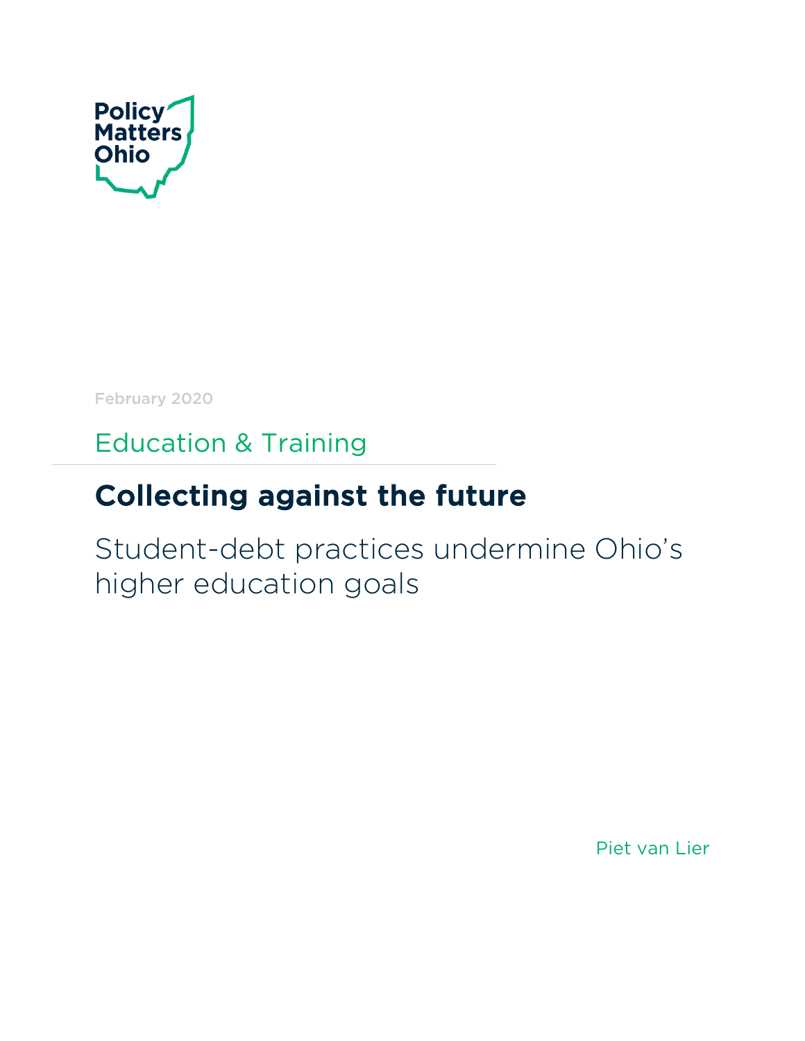Policy Matters Ohio

February 2020

Education & Training

# Collecting against the future

## Student-debt practices undermine Ohio's higher education goals

Piet van Lier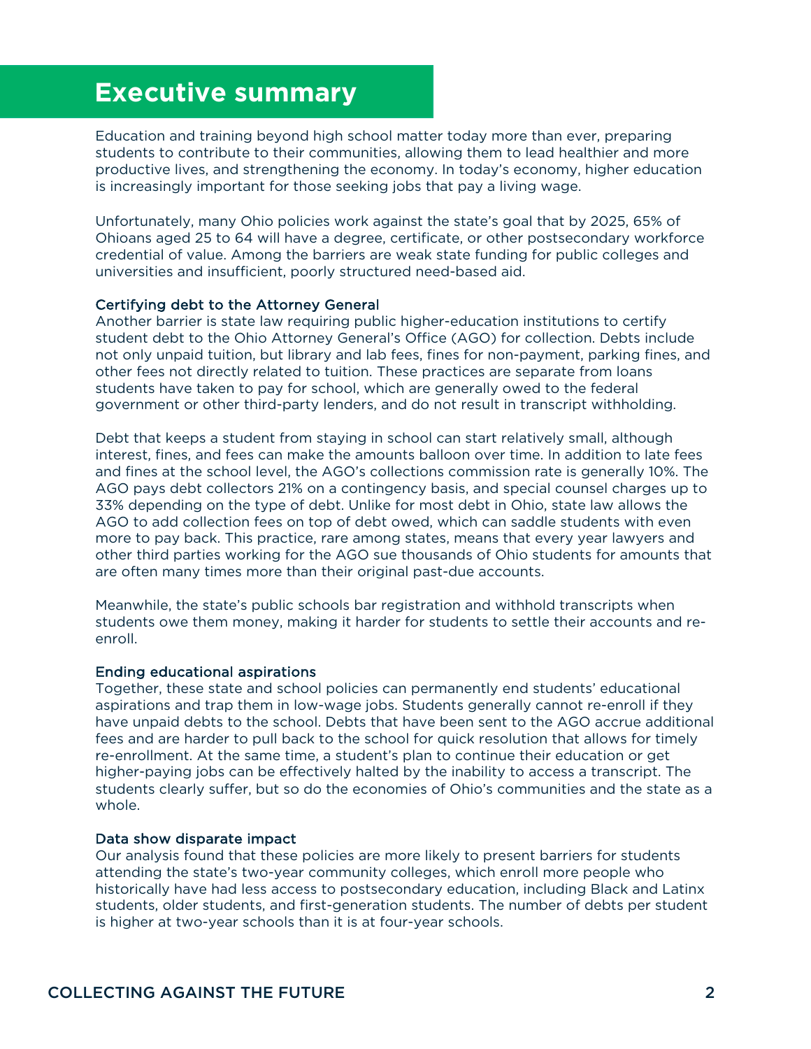# Executive summary

Education and training beyond high school matter today more than ever, preparing students to contribute to their communities, allowing them to lead healthier and more productive lives, and strengthening the economy. In today's economy, higher education is increasingly important for those seeking jobs that pay a living wage.

Unfortunately, many Ohio policies work against the state's goal that by 2025, 65% of Ohioans aged 25 to 64 will have a degree, certificate, or other postsecondary workforce credential of value. Among the barriers are weak state funding for public colleges and universities and insufficient, poorly structured need-based aid.

### Certifying debt to the Attorney General

Another barrier is state law requiring public higher-education institutions to certify student debt to the Ohio Attorney General's Office (AGO) for collection. Debts include not only unpaid tuition, but library and lab fees, fines for non-payment, parking fines, and other fees not directly related to tuition. These practices are separate from loans students have taken to pay for school, which are generally owed to the federal government or other third-party lenders, and do not result in transcript withholding.

Debt that keeps a student from staying in school can start relatively small, although interest, fines, and fees can make the amounts balloon over time. In addition to late fees and fines at the school level, the AGO's collections commission rate is generally 10%. The AGO pays debt collectors 21% on a contingency basis, and special counsel charges up to 33% depending on the type of debt. Unlike for most debt in Ohio, state law allows the AGO to add collection fees on top of debt owed, which can saddle students with even more to pay back. This practice, rare among states, means that every year lawyers and other third parties working for the AGO sue thousands of Ohio students for amounts that are often many times more than their original past-due accounts.

Meanwhile, the state's public schools bar registration and withhold transcripts when students owe them money, making it harder for students to settle their accounts and re-enroll.

### Ending educational aspirations

Together, these state and school policies can permanently end students' educational aspirations and trap them in low-wage jobs. Students generally cannot re-enroll if they have unpaid debts to the school. Debts that have been sent to the AGO accrue additional fees and are harder to pull back to the school for quick resolution that allows for timely re-enrollment. At the same time, a student's plan to continue their education or get higher-paying jobs can be effectively halted by the inability to access a transcript. The students clearly suffer, but so do the economies of Ohio's communities and the state as a whole.

### Data show disparate impact

Our analysis found that these policies are more likely to present barriers for students attending the state's two-year community colleges, which enroll more people who historically have had less access to postsecondary education, including Black and Latinx students, older students, and first-generation students. The number of debts per student is higher at two-year schools than it is at four-year schools.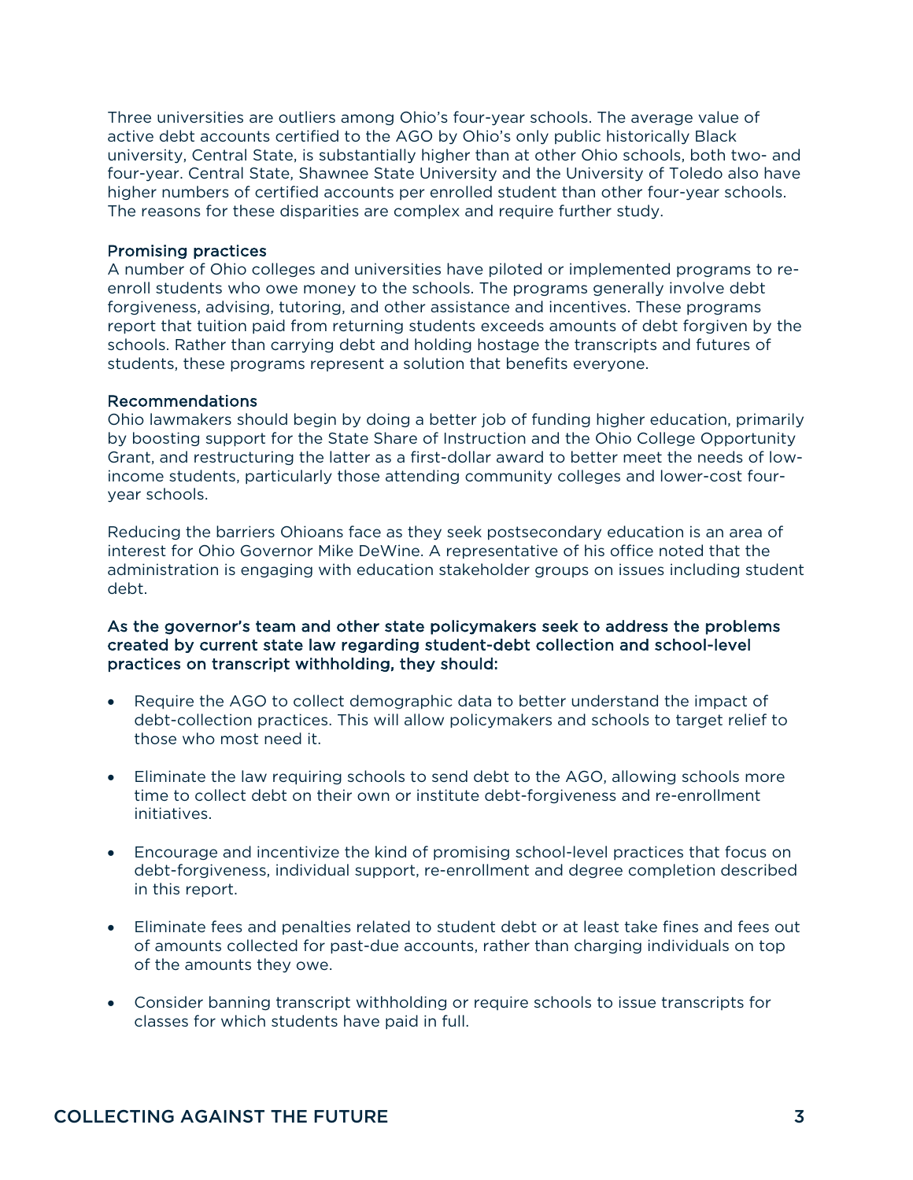Three universities are outliers among Ohio's four-year schools. The average value of active debt accounts certified to the AGO by Ohio's only public historically Black university, Central State, is substantially higher than at other Ohio schools, both two- and four-year. Central State, Shawnee State University and the University of Toledo also have higher numbers of certified accounts per enrolled student than other four-year schools. The reasons for these disparities are complex and require further study.

### Promising practices

A number of Ohio colleges and universities have piloted or implemented programs to re-enroll students who owe money to the schools. The programs generally involve debt forgiveness, advising, tutoring, and other assistance and incentives. These programs report that tuition paid from returning students exceeds amounts of debt forgiven by the schools. Rather than carrying debt and holding hostage the transcripts and futures of students, these programs represent a solution that benefits everyone.

### Recommendations

Ohio lawmakers should begin by doing a better job of funding higher education, primarily by boosting support for the State Share of Instruction and the Ohio College Opportunity Grant, and restructuring the latter as a first-dollar award to better meet the needs of low-income students, particularly those attending community colleges and lower-cost four-year schools.

Reducing the barriers Ohioans face as they seek postsecondary education is an area of interest for Ohio Governor Mike DeWine. A representative of his office noted that the administration is engaging with education stakeholder groups on issues including student debt.

As the governor's team and other state policymakers seek to address the problems created by current state law regarding student-debt collection and school-level practices on transcript withholding, they should:

- Require the AGO to collect demographic data to better understand the impact of debt-collection practices. This will allow policymakers and schools to target relief to those who most need it.
- Eliminate the law requiring schools to send debt to the AGO, allowing schools more time to collect debt on their own or institute debt-forgiveness and re-enrollment initiatives.
- Encourage and incentivize the kind of promising school-level practices that focus on debt-forgiveness, individual support, re-enrollment and degree completion described in this report.
- Eliminate fees and penalties related to student debt or at least take fines and fees out of amounts collected for past-due accounts, rather than charging individuals on top of the amounts they owe.
- Consider banning transcript withholding or require schools to issue transcripts for classes for which students have paid in full.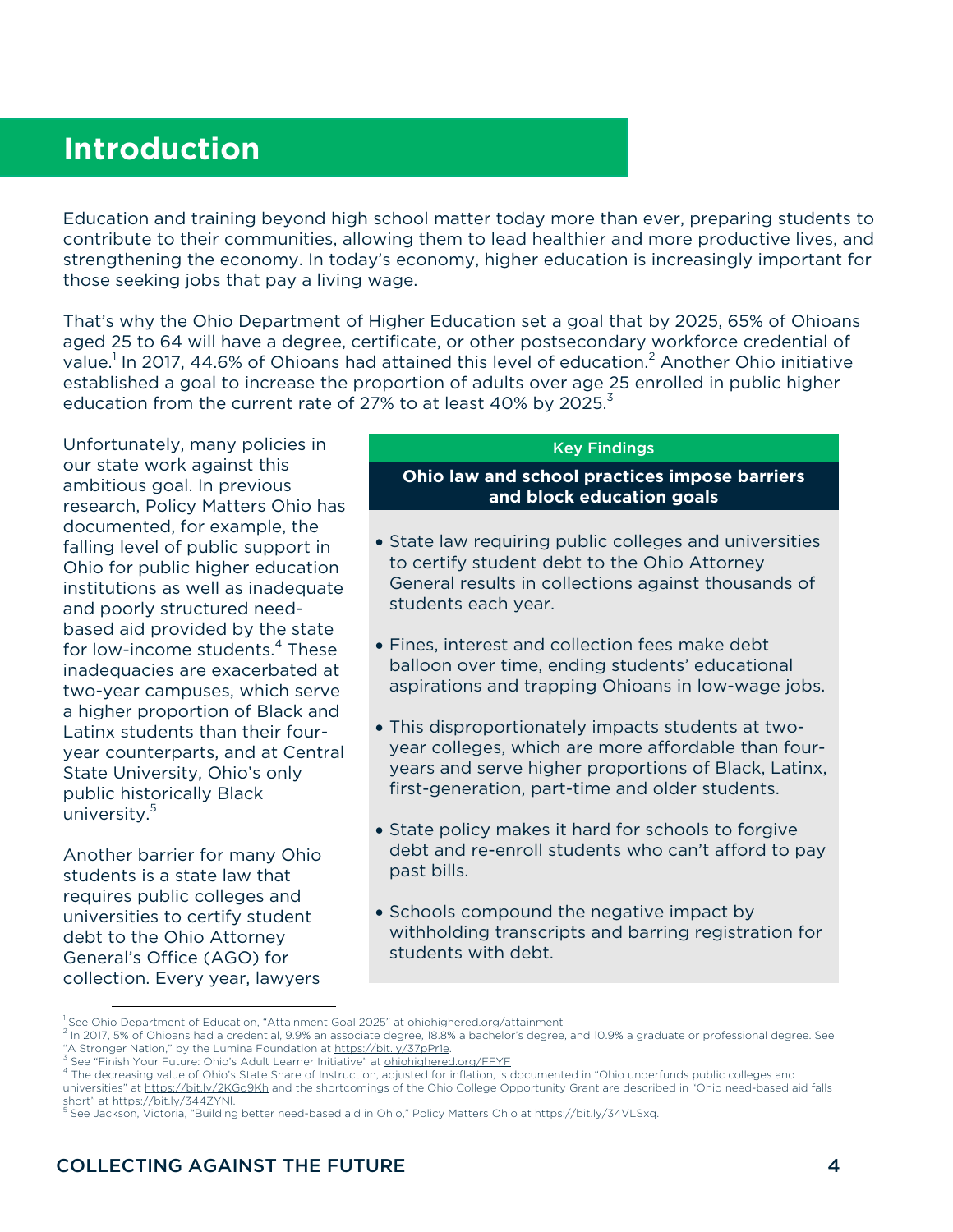# Introduction

Education and training beyond high school matter today more than ever, preparing students to contribute to their communities, allowing them to lead healthier and more productive lives, and strengthening the economy. In today's economy, higher education is increasingly important for those seeking jobs that pay a living wage.

That's why the Ohio Department of Higher Education set a goal that by 2025, 65% of Ohioans aged 25 to 64 will have a degree, certificate, or other postsecondary workforce credential of value.[1] In 2017, 44.6% of Ohioans had attained this level of education.[2] Another Ohio initiative established a goal to increase the proportion of adults over age 25 enrolled in public higher education from the current rate of 27% to at least 40% by 2025.[3]

Unfortunately, many policies in our state work against this ambitious goal. In previous research, Policy Matters Ohio has documented, for example, the falling level of public support in Ohio for public higher education institutions as well as inadequate and poorly structured need-based aid provided by the state for low-income students.[4] These inadequacies are exacerbated at two-year campuses, which serve a higher proportion of Black and Latinx students than their four-year counterparts, and at Central State University, Ohio's only public historically Black university.[5]

Another barrier for many Ohio students is a state law that requires public colleges and universities to certify student debt to the Ohio Attorney General's Office (AGO) for collection. Every year, lawyers

> **Key Findings**
>
> **Ohio law and school practices impose barriers and block education goals**
>
> - State law requiring public colleges and universities to certify student debt to the Ohio Attorney General results in collections against thousands of students each year.
> - Fines, interest and collection fees make debt balloon over time, ending students' educational aspirations and trapping Ohioans in low-wage jobs.
> - This disproportionately impacts students at two-year colleges, which are more affordable than four-years and serve higher proportions of Black, Latinx, first-generation, part-time and older students.
> - State policy makes it hard for schools to forgive debt and re-enroll students who can't afford to pay past bills.
> - Schools compound the negative impact by withholding transcripts and barring registration for students with debt.

---

[1] See Ohio Department of Education, "Attainment Goal 2025" at ohiohighered.org/attainment

[2] In 2017, 5% of Ohioans had a credential, 9.9% an associate degree, 18.8% a bachelor's degree, and 10.9% a graduate or professional degree. See "A Stronger Nation," by the Lumina Foundation at https://bit.ly/37pPr1e.

[3] See "Finish Your Future: Ohio's Adult Learner Initiative" at ohiohighered.org/FFYF

[4] The decreasing value of Ohio's State Share of Instruction, adjusted for inflation, is documented in "Ohio underfunds public colleges and universities" at https://bit.ly/2KGo9Kh and the shortcomings of the Ohio College Opportunity Grant are described in "Ohio need-based aid falls short" at https://bit.ly/344ZYNl.

[5] See Jackson, Victoria, "Building better need-based aid in Ohio," Policy Matters Ohio at https://bit.ly/34VLSxq.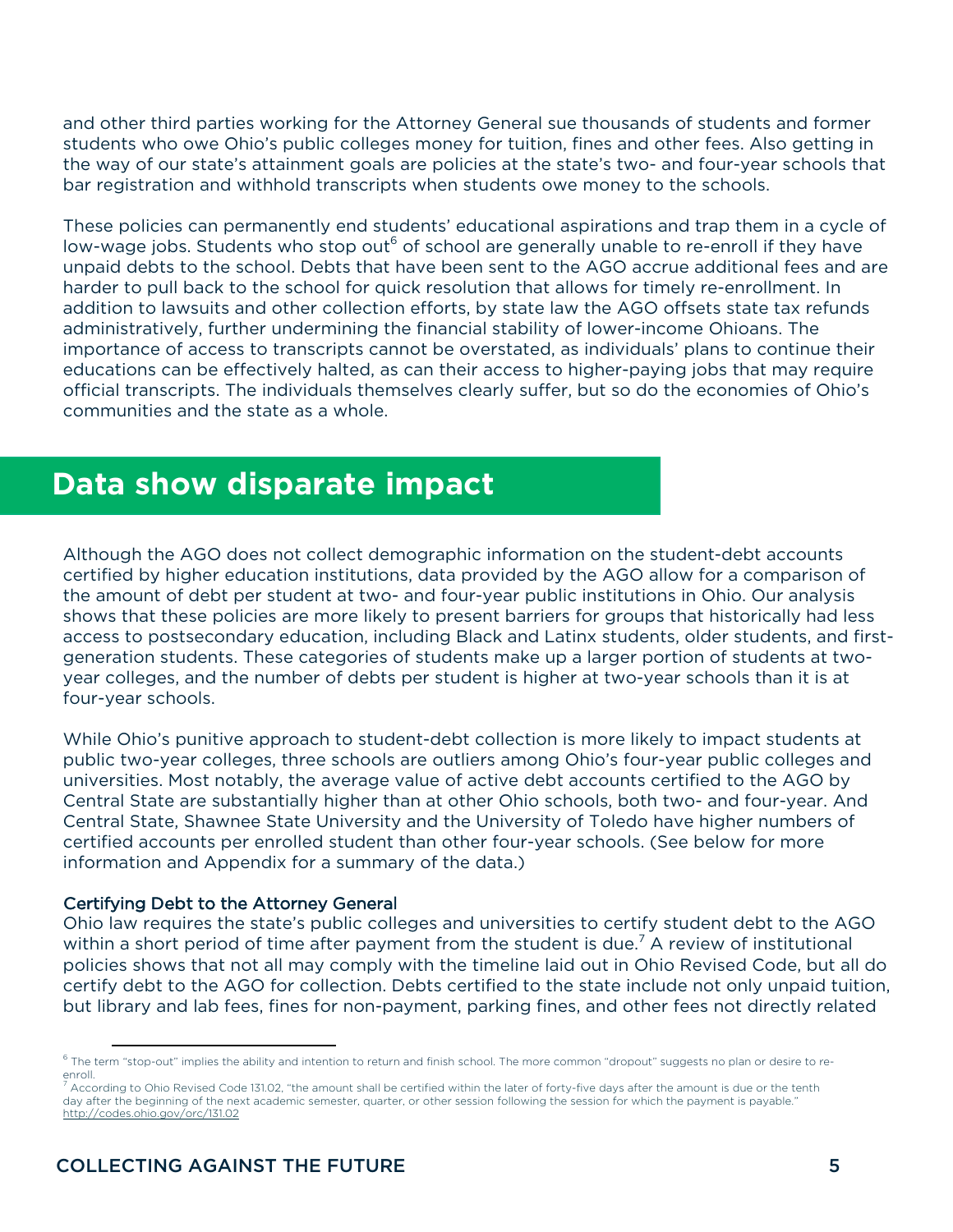and other third parties working for the Attorney General sue thousands of students and former students who owe Ohio's public colleges money for tuition, fines and other fees. Also getting in the way of our state's attainment goals are policies at the state's two- and four-year schools that bar registration and withhold transcripts when students owe money to the schools.

These policies can permanently end students' educational aspirations and trap them in a cycle of low-wage jobs. Students who stop out[6] of school are generally unable to re-enroll if they have unpaid debts to the school. Debts that have been sent to the AGO accrue additional fees and are harder to pull back to the school for quick resolution that allows for timely re-enrollment. In addition to lawsuits and other collection efforts, by state law the AGO offsets state tax refunds administratively, further undermining the financial stability of lower-income Ohioans. The importance of access to transcripts cannot be overstated, as individuals' plans to continue their educations can be effectively halted, as can their access to higher-paying jobs that may require official transcripts. The individuals themselves clearly suffer, but so do the economies of Ohio's communities and the state as a whole.

## Data show disparate impact

Although the AGO does not collect demographic information on the student-debt accounts certified by higher education institutions, data provided by the AGO allow for a comparison of the amount of debt per student at two- and four-year public institutions in Ohio. Our analysis shows that these policies are more likely to present barriers for groups that historically had less access to postsecondary education, including Black and Latinx students, older students, and first-generation students. These categories of students make up a larger portion of students at two-year colleges, and the number of debts per student is higher at two-year schools than it is at four-year schools.

While Ohio's punitive approach to student-debt collection is more likely to impact students at public two-year colleges, three schools are outliers among Ohio's four-year public colleges and universities. Most notably, the average value of active debt accounts certified to the AGO by Central State are substantially higher than at other Ohio schools, both two- and four-year. And Central State, Shawnee State University and the University of Toledo have higher numbers of certified accounts per enrolled student than other four-year schools. (See below for more information and Appendix for a summary of the data.)

### Certifying Debt to the Attorney General

Ohio law requires the state's public colleges and universities to certify student debt to the AGO within a short period of time after payment from the student is due.[7] A review of institutional policies shows that not all may comply with the timeline laid out in Ohio Revised Code, but all do certify debt to the AGO for collection. Debts certified to the state include not only unpaid tuition, but library and lab fees, fines for non-payment, parking fines, and other fees not directly related

[6] The term "stop-out" implies the ability and intention to return and finish school. The more common "dropout" suggests no plan or desire to re-enroll.

[7] According to Ohio Revised Code 131.02, "the amount shall be certified within the later of forty-five days after the amount is due or the tenth day after the beginning of the next academic semester, quarter, or other session following the session for which the payment is payable." http://codes.ohio.gov/orc/131.02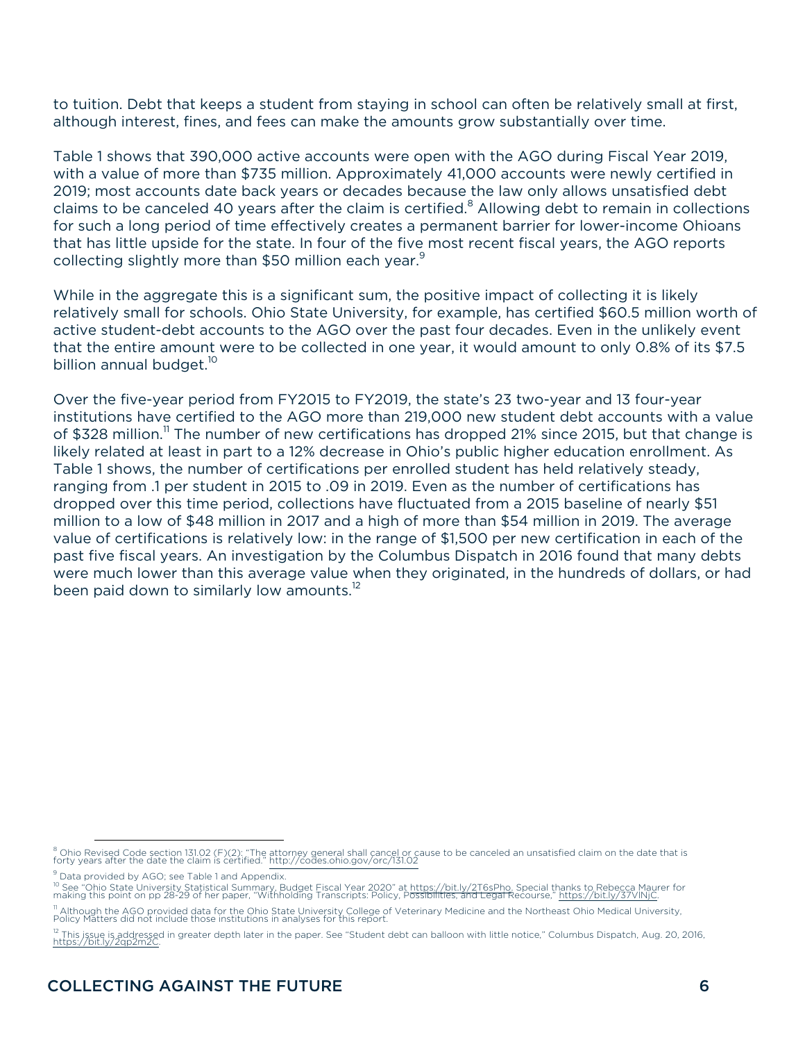to tuition. Debt that keeps a student from staying in school can often be relatively small at first, although interest, fines, and fees can make the amounts grow substantially over time.

Table 1 shows that 390,000 active accounts were open with the AGO during Fiscal Year 2019, with a value of more than $735 million. Approximately 41,000 accounts were newly certified in 2019; most accounts date back years or decades because the law only allows unsatisfied debt claims to be canceled 40 years after the claim is certified.[8] Allowing debt to remain in collections for such a long period of time effectively creates a permanent barrier for lower-income Ohioans that has little upside for the state. In four of the five most recent fiscal years, the AGO reports collecting slightly more than $50 million each year.[9]

While in the aggregate this is a significant sum, the positive impact of collecting it is likely relatively small for schools. Ohio State University, for example, has certified $60.5 million worth of active student-debt accounts to the AGO over the past four decades. Even in the unlikely event that the entire amount were to be collected in one year, it would amount to only 0.8% of its $7.5 billion annual budget.[10]

Over the five-year period from FY2015 to FY2019, the state's 23 two-year and 13 four-year institutions have certified to the AGO more than 219,000 new student debt accounts with a value of $328 million.[11] The number of new certifications has dropped 21% since 2015, but that change is likely related at least in part to a 12% decrease in Ohio's public higher education enrollment. As Table 1 shows, the number of certifications per enrolled student has held relatively steady, ranging from .1 per student in 2015 to .09 in 2019. Even as the number of certifications has dropped over this time period, collections have fluctuated from a 2015 baseline of nearly $51 million to a low of $48 million in 2017 and a high of more than $54 million in 2019. The average value of certifications is relatively low: in the range of $1,500 per new certification in each of the past five fiscal years. An investigation by the Columbus Dispatch in 2016 found that many debts were much lower than this average value when they originated, in the hundreds of dollars, or had been paid down to similarly low amounts.[12]

---

[8] Ohio Revised Code section 131.02 (F)(2): "The attorney general shall cancel or cause to be canceled an unsatisfied claim on the date that is forty years after the date the claim is certified." http://codes.ohio.gov/orc/131.02

[9] Data provided by AGO; see Table 1 and Appendix.

[10] See "Ohio State University Statistical Summary, Budget Fiscal Year 2020" at https://bit.ly/2T6sPho. Special thanks to Rebecca Maurer for making this point on pp 28-29 of her paper, "Withholding Transcripts: Policy, Possibilities, and Legal Recourse," https://bit.ly/37VlNjC.

[11] Although the AGO provided data for the Ohio State University College of Veterinary Medicine and the Northeast Ohio Medical University, Policy Matters did not include those institutions in analyses for this report.

[12] This issue is addressed in greater depth later in the paper. See "Student debt can balloon with little notice," Columbus Dispatch, Aug. 20, 2016, https://bit.ly/2qp2m2C.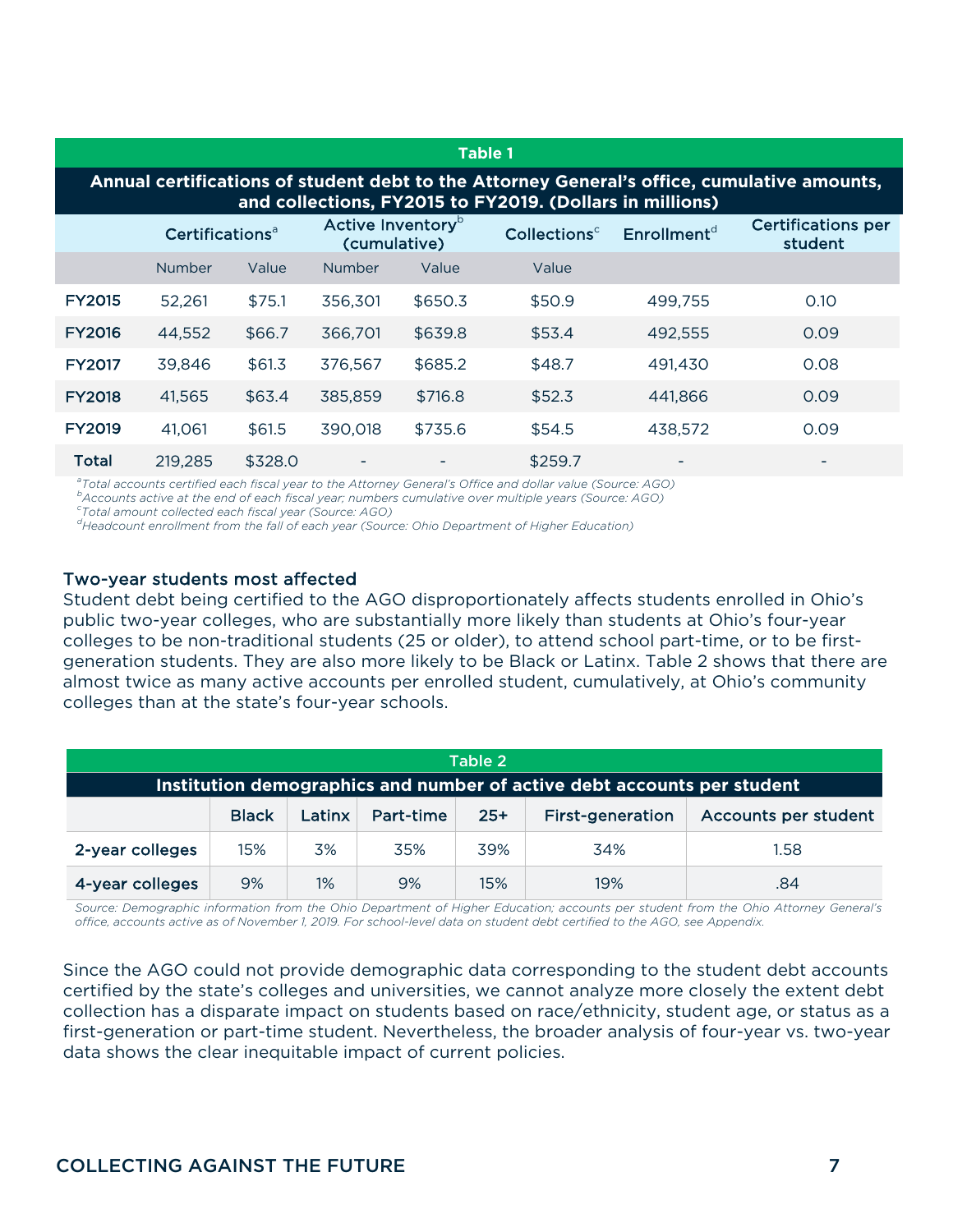**Table 1**

**Annual certifications of student debt to the Attorney General's office, cumulative amounts, and collections, FY2015 to FY2019. (Dollars in millions)**

| | Certifications[a] | | Active Inventory[b] (cumulative) | | Collections[c] | Enrollment[d] | Certifications per student |
|---|---|---|---|---|---|---|---|
| | Number | Value | Number | Value | Value | | |
| FY2015 | 52,261 | $75.1 | 356,301 | $650.3 | $50.9 | 499,755 | 0.10 |
| FY2016 | 44,552 | $66.7 | 366,701 | $639.8 | $53.4 | 492,555 | 0.09 |
| FY2017 | 39,846 | $61.3 | 376,567 | $685.2 | $48.7 | 491,430 | 0.08 |
| FY2018 | 41,565 | $63.4 | 385,859 | $716.8 | $52.3 | 441,866 | 0.09 |
| FY2019 | 41,061 | $61.5 | 390,018 | $735.6 | $54.5 | 438,572 | 0.09 |
| Total | 219,285 | $328.0 | - | - | $259.7 | - | - |

*[a]Total accounts certified each fiscal year to the Attorney General's Office and dollar value (Source: AGO)*
*[b]Accounts active at the end of each fiscal year; numbers cumulative over multiple years (Source: AGO)*
*[c]Total amount collected each fiscal year (Source: AGO)*
*[d]Headcount enrollment from the fall of each year (Source: Ohio Department of Higher Education)*

### Two-year students most affected

Student debt being certified to the AGO disproportionately affects students enrolled in Ohio's public two-year colleges, who are substantially more likely than students at Ohio's four-year colleges to be non-traditional students (25 or older), to attend school part-time, or to be first-generation students. They are also more likely to be Black or Latinx. Table 2 shows that there are almost twice as many active accounts per enrolled student, cumulatively, at Ohio's community colleges than at the state's four-year schools.

**Table 2**

**Institution demographics and number of active debt accounts per student**

| | Black | Latinx | Part-time | 25+ | First-generation | Accounts per student |
|---|---|---|---|---|---|---|
| 2-year colleges | 15% | 3% | 35% | 39% | 34% | 1.58 |
| 4-year colleges | 9% | 1% | 9% | 15% | 19% | .84 |

*Source: Demographic information from the Ohio Department of Higher Education; accounts per student from the Ohio Attorney General's office, accounts active as of November 1, 2019. For school-level data on student debt certified to the AGO, see Appendix.*

Since the AGO could not provide demographic data corresponding to the student debt accounts certified by the state's colleges and universities, we cannot analyze more closely the extent debt collection has a disparate impact on students based on race/ethnicity, student age, or status as a first-generation or part-time student. Nevertheless, the broader analysis of four-year vs. two-year data shows the clear inequitable impact of current policies.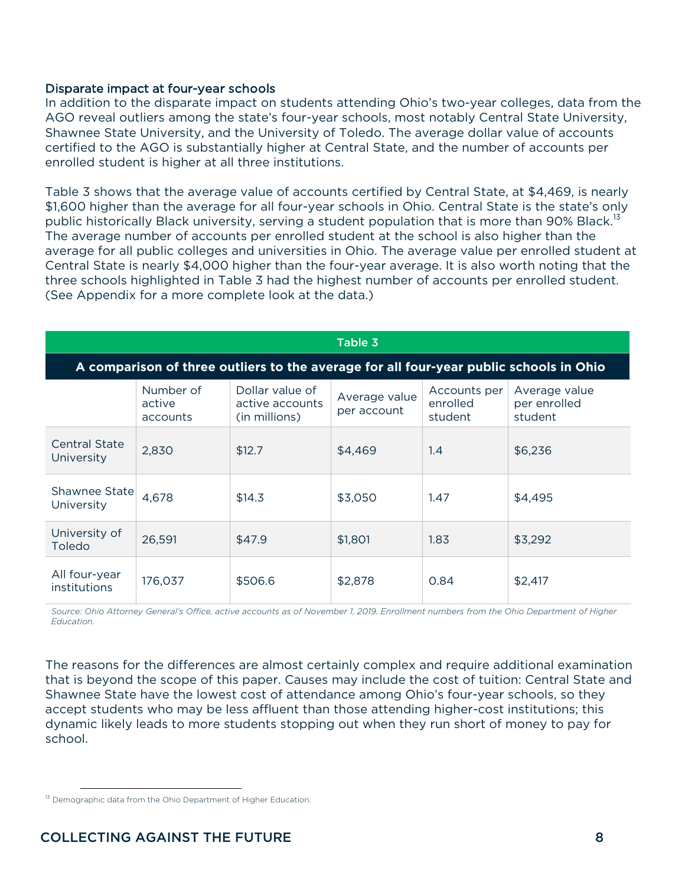### Disparate impact at four-year schools

In addition to the disparate impact on students attending Ohio's two-year colleges, data from the AGO reveal outliers among the state's four-year schools, most notably Central State University, Shawnee State University, and the University of Toledo. The average dollar value of accounts certified to the AGO is substantially higher at Central State, and the number of accounts per enrolled student is higher at all three institutions.

Table 3 shows that the average value of accounts certified by Central State, at $4,469, is nearly $1,600 higher than the average for all four-year schools in Ohio. Central State is the state's only public historically Black university, serving a student population that is more than 90% Black.[13] The average number of accounts per enrolled student at the school is also higher than the average for all public colleges and universities in Ohio. The average value per enrolled student at Central State is nearly $4,000 higher than the four-year average. It is also worth noting that the three schools highlighted in Table 3 had the highest number of accounts per enrolled student. (See Appendix for a more complete look at the data.)

**Table 3**

**A comparison of three outliers to the average for all four-year public schools in Ohio**

| | Number of active accounts | Dollar value of active accounts (in millions) | Average value per account | Accounts per enrolled student | Average value per enrolled student |
|---|---|---|---|---|---|
| Central State University | 2,830 | $12.7 | $4,469 | 1.4 | $6,236 |
| Shawnee State University | 4,678 | $14.3 | $3,050 | 1.47 | $4,495 |
| University of Toledo | 26,591 | $47.9 | $1,801 | 1.83 | $3,292 |
| All four-year institutions | 176,037 | $506.6 | $2,878 | 0.84 | $2,417 |

*Source: Ohio Attorney General's Office, active accounts as of November 1, 2019. Enrollment numbers from the Ohio Department of Higher Education.*

The reasons for the differences are almost certainly complex and require additional examination that is beyond the scope of this paper. Causes may include the cost of tuition: Central State and Shawnee State have the lowest cost of attendance among Ohio's four-year schools, so they accept students who may be less affluent than those attending higher-cost institutions; this dynamic likely leads to more students stopping out when they run short of money to pay for school.

[13] Demographic data from the Ohio Department of Higher Education.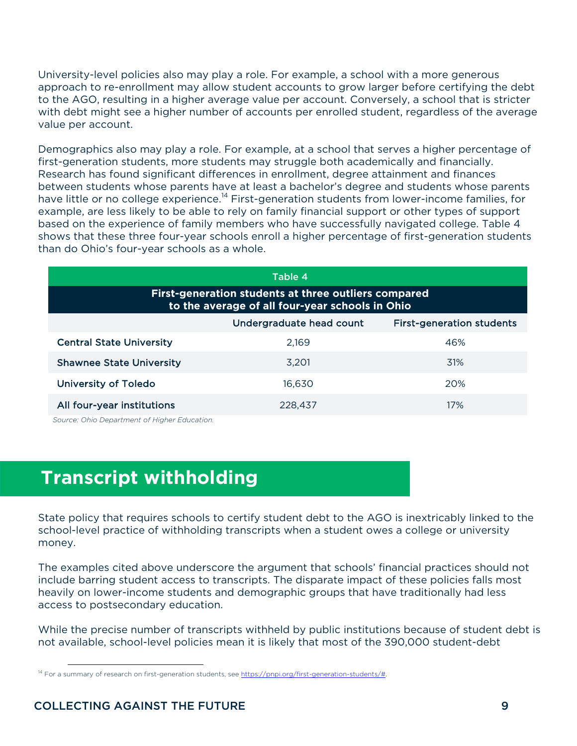University-level policies also may play a role. For example, a school with a more generous approach to re-enrollment may allow student accounts to grow larger before certifying the debt to the AGO, resulting in a higher average value per account. Conversely, a school that is stricter with debt might see a higher number of accounts per enrolled student, regardless of the average value per account.

Demographics also may play a role. For example, at a school that serves a higher percentage of first-generation students, more students may struggle both academically and financially. Research has found significant differences in enrollment, degree attainment and finances between students whose parents have at least a bachelor's degree and students whose parents have little or no college experience.[14] First-generation students from lower-income families, for example, are less likely to be able to rely on family financial support or other types of support based on the experience of family members who have successfully navigated college. Table 4 shows that these three four-year schools enroll a higher percentage of first-generation students than do Ohio's four-year schools as a whole.

**Table 4**

**First-generation students at three outliers compared to the average of all four-year schools in Ohio**

| | Undergraduate head count | First-generation students |
|---|---|---|
| **Central State University** | 2,169 | 46% |
| **Shawnee State University** | 3,201 | 31% |
| **University of Toledo** | 16,630 | 20% |
| **All four-year institutions** | 228,437 | 17% |

*Source: Ohio Department of Higher Education.*

## Transcript withholding

State policy that requires schools to certify student debt to the AGO is inextricably linked to the school-level practice of withholding transcripts when a student owes a college or university money.

The examples cited above underscore the argument that schools' financial practices should not include barring student access to transcripts. The disparate impact of these policies falls most heavily on lower-income students and demographic groups that have traditionally had less access to postsecondary education.

While the precise number of transcripts withheld by public institutions because of student debt is not available, school-level policies mean it is likely that most of the 390,000 student-debt

[14] For a summary of research on first-generation students, see https://pnpi.org/first-generation-students/#.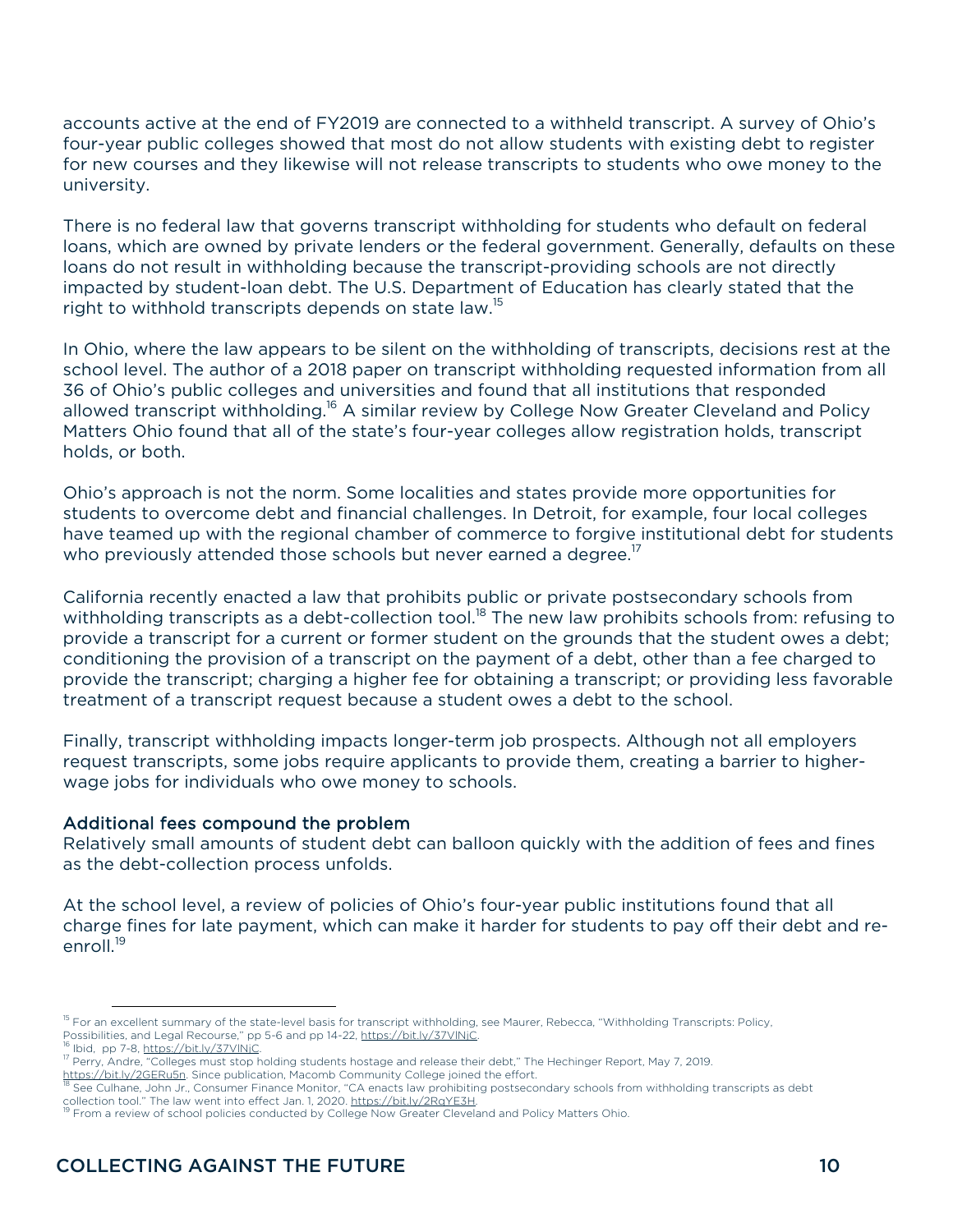accounts active at the end of FY2019 are connected to a withheld transcript. A survey of Ohio's four-year public colleges showed that most do not allow students with existing debt to register for new courses and they likewise will not release transcripts to students who owe money to the university.

There is no federal law that governs transcript withholding for students who default on federal loans, which are owned by private lenders or the federal government. Generally, defaults on these loans do not result in withholding because the transcript-providing schools are not directly impacted by student-loan debt. The U.S. Department of Education has clearly stated that the right to withhold transcripts depends on state law.[15]

In Ohio, where the law appears to be silent on the withholding of transcripts, decisions rest at the school level. The author of a 2018 paper on transcript withholding requested information from all 36 of Ohio's public colleges and universities and found that all institutions that responded allowed transcript withholding.[16] A similar review by College Now Greater Cleveland and Policy Matters Ohio found that all of the state's four-year colleges allow registration holds, transcript holds, or both.

Ohio's approach is not the norm. Some localities and states provide more opportunities for students to overcome debt and financial challenges. In Detroit, for example, four local colleges have teamed up with the regional chamber of commerce to forgive institutional debt for students who previously attended those schools but never earned a degree.[17]

California recently enacted a law that prohibits public or private postsecondary schools from withholding transcripts as a debt-collection tool.[18] The new law prohibits schools from: refusing to provide a transcript for a current or former student on the grounds that the student owes a debt; conditioning the provision of a transcript on the payment of a debt, other than a fee charged to provide the transcript; charging a higher fee for obtaining a transcript; or providing less favorable treatment of a transcript request because a student owes a debt to the school.

Finally, transcript withholding impacts longer-term job prospects. Although not all employers request transcripts, some jobs require applicants to provide them, creating a barrier to higher-wage jobs for individuals who owe money to schools.

### Additional fees compound the problem

Relatively small amounts of student debt can balloon quickly with the addition of fees and fines as the debt-collection process unfolds.

At the school level, a review of policies of Ohio's four-year public institutions found that all charge fines for late payment, which can make it harder for students to pay off their debt and re-enroll.[19]

---

[15] For an excellent summary of the state-level basis for transcript withholding, see Maurer, Rebecca, "Withholding Transcripts: Policy, Possibilities, and Legal Recourse," pp 5-6 and pp 14-22, https://bit.ly/37VlNjC.

[16] Ibid, pp 7-8, https://bit.ly/37VlNjC.

[17] Perry, Andre, "Colleges must stop holding students hostage and release their debt," The Hechinger Report, May 7, 2019. https://bit.ly/2GERu5n. Since publication, Macomb Community College joined the effort.

[18] See Culhane, John Jr., Consumer Finance Monitor, "CA enacts law prohibiting postsecondary schools from withholding transcripts as debt collection tool." The law went into effect Jan. 1, 2020. https://bit.ly/2RqYE3H.

[19] From a review of school policies conducted by College Now Greater Cleveland and Policy Matters Ohio.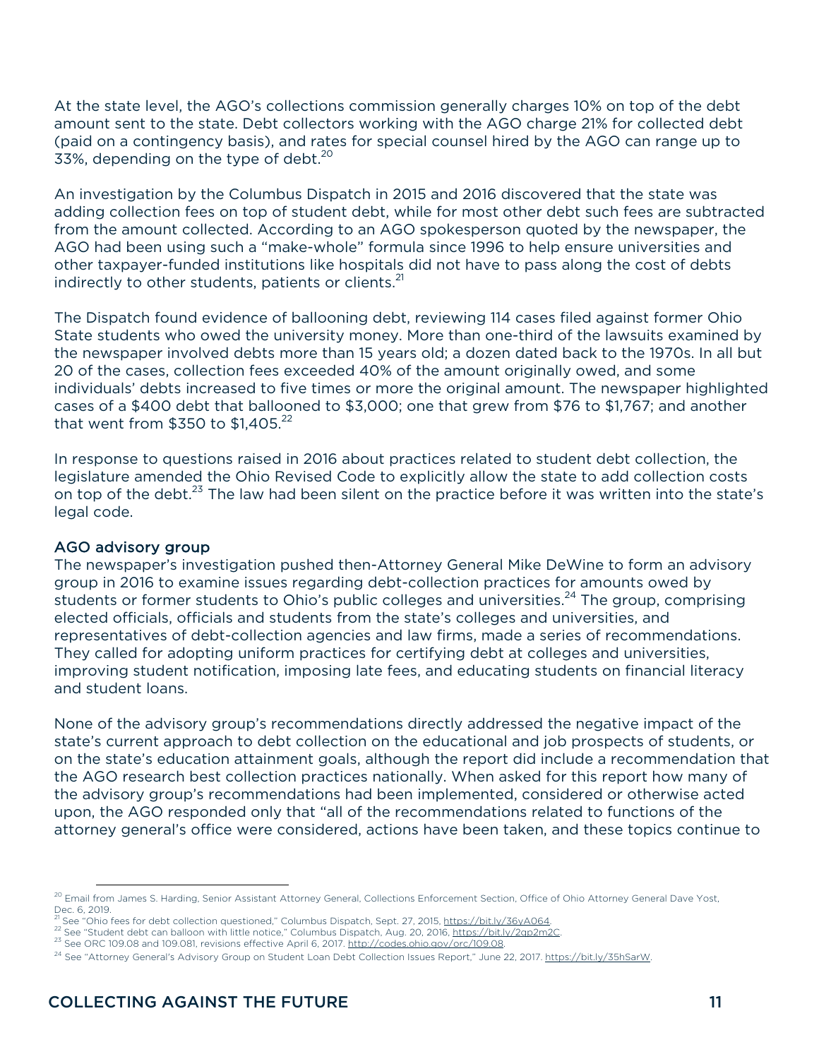At the state level, the AGO's collections commission generally charges 10% on top of the debt amount sent to the state. Debt collectors working with the AGO charge 21% for collected debt (paid on a contingency basis), and rates for special counsel hired by the AGO can range up to 33%, depending on the type of debt.[20]

An investigation by the Columbus Dispatch in 2015 and 2016 discovered that the state was adding collection fees on top of student debt, while for most other debt such fees are subtracted from the amount collected. According to an AGO spokesperson quoted by the newspaper, the AGO had been using such a "make-whole" formula since 1996 to help ensure universities and other taxpayer-funded institutions like hospitals did not have to pass along the cost of debts indirectly to other students, patients or clients.[21]

The Dispatch found evidence of ballooning debt, reviewing 114 cases filed against former Ohio State students who owed the university money. More than one-third of the lawsuits examined by the newspaper involved debts more than 15 years old; a dozen dated back to the 1970s. In all but 20 of the cases, collection fees exceeded 40% of the amount originally owed, and some individuals' debts increased to five times or more the original amount. The newspaper highlighted cases of a $400 debt that ballooned to $3,000; one that grew from $76 to $1,767; and another that went from $350 to $1,405.[22]

In response to questions raised in 2016 about practices related to student debt collection, the legislature amended the Ohio Revised Code to explicitly allow the state to add collection costs on top of the debt.[23] The law had been silent on the practice before it was written into the state's legal code.

### AGO advisory group

The newspaper's investigation pushed then-Attorney General Mike DeWine to form an advisory group in 2016 to examine issues regarding debt-collection practices for amounts owed by students or former students to Ohio's public colleges and universities.[24] The group, comprising elected officials, officials and students from the state's colleges and universities, and representatives of debt-collection agencies and law firms, made a series of recommendations. They called for adopting uniform practices for certifying debt at colleges and universities, improving student notification, imposing late fees, and educating students on financial literacy and student loans.

None of the advisory group's recommendations directly addressed the negative impact of the state's current approach to debt collection on the educational and job prospects of students, or on the state's education attainment goals, although the report did include a recommendation that the AGO research best collection practices nationally. When asked for this report how many of the advisory group's recommendations had been implemented, considered or otherwise acted upon, the AGO responded only that "all of the recommendations related to functions of the attorney general's office were considered, actions have been taken, and these topics continue to

---

[20] Email from James S. Harding, Senior Assistant Attorney General, Collections Enforcement Section, Office of Ohio Attorney General Dave Yost, Dec. 6, 2019.

[21] See "Ohio fees for debt collection questioned," Columbus Dispatch, Sept. 27, 2015, https://bit.ly/36yA064.

[22] See "Student debt can balloon with little notice," Columbus Dispatch, Aug. 20, 2016, https://bit.ly/2qp2m2C.

[23] See ORC 109.08 and 109.081, revisions effective April 6, 2017. http://codes.ohio.gov/orc/109.08.

[24] See "Attorney General's Advisory Group on Student Loan Debt Collection Issues Report," June 22, 2017. https://bit.ly/35hSarW.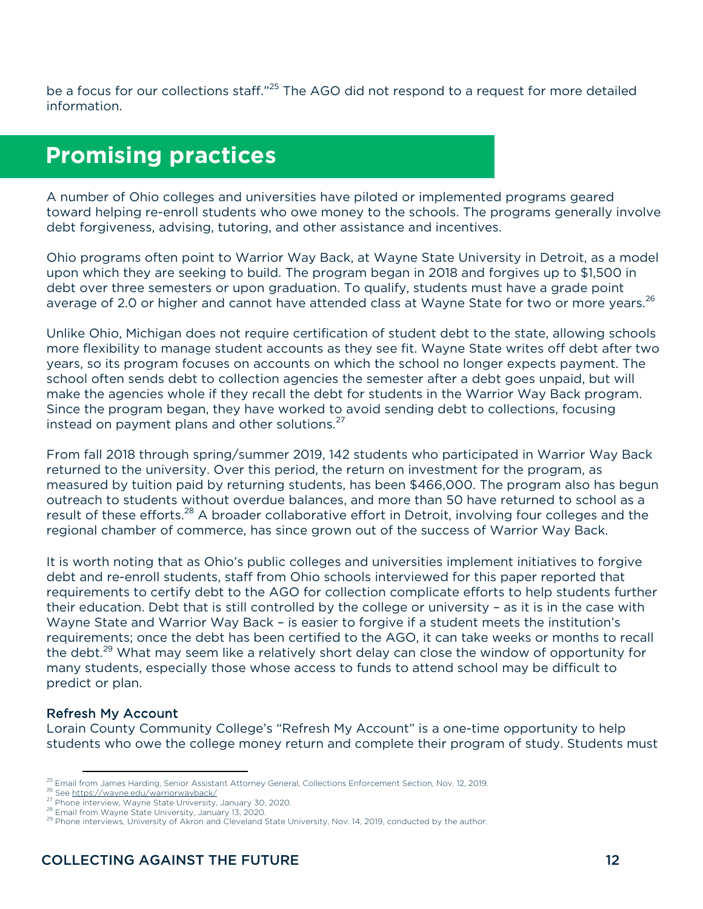be a focus for our collections staff."[25] The AGO did not respond to a request for more detailed information.

## Promising practices

A number of Ohio colleges and universities have piloted or implemented programs geared toward helping re-enroll students who owe money to the schools. The programs generally involve debt forgiveness, advising, tutoring, and other assistance and incentives.

Ohio programs often point to Warrior Way Back, at Wayne State University in Detroit, as a model upon which they are seeking to build. The program began in 2018 and forgives up to $1,500 in debt over three semesters or upon graduation. To qualify, students must have a grade point average of 2.0 or higher and cannot have attended class at Wayne State for two or more years.[26]

Unlike Ohio, Michigan does not require certification of student debt to the state, allowing schools more flexibility to manage student accounts as they see fit. Wayne State writes off debt after two years, so its program focuses on accounts on which the school no longer expects payment. The school often sends debt to collection agencies the semester after a debt goes unpaid, but will make the agencies whole if they recall the debt for students in the Warrior Way Back program. Since the program began, they have worked to avoid sending debt to collections, focusing instead on payment plans and other solutions.[27]

From fall 2018 through spring/summer 2019, 142 students who participated in Warrior Way Back returned to the university. Over this period, the return on investment for the program, as measured by tuition paid by returning students, has been $466,000. The program also has begun outreach to students without overdue balances, and more than 50 have returned to school as a result of these efforts.[28] A broader collaborative effort in Detroit, involving four colleges and the regional chamber of commerce, has since grown out of the success of Warrior Way Back.

It is worth noting that as Ohio's public colleges and universities implement initiatives to forgive debt and re-enroll students, staff from Ohio schools interviewed for this paper reported that requirements to certify debt to the AGO for collection complicate efforts to help students further their education. Debt that is still controlled by the college or university – as it is in the case with Wayne State and Warrior Way Back – is easier to forgive if a student meets the institution's requirements; once the debt has been certified to the AGO, it can take weeks or months to recall the debt.[29] What may seem like a relatively short delay can close the window of opportunity for many students, especially those whose access to funds to attend school may be difficult to predict or plan.

### Refresh My Account

Lorain County Community College's "Refresh My Account" is a one-time opportunity to help students who owe the college money return and complete their program of study. Students must

---

[25] Email from James Harding, Senior Assistant Attorney General, Collections Enforcement Section, Nov. 12, 2019.
[26] See https://wayne.edu/warriorwayback/
[27] Phone interview, Wayne State University, January 30, 2020.
[28] Email from Wayne State University, January 13, 2020.
[29] Phone interviews, University of Akron and Cleveland State University, Nov. 14, 2019, conducted by the author.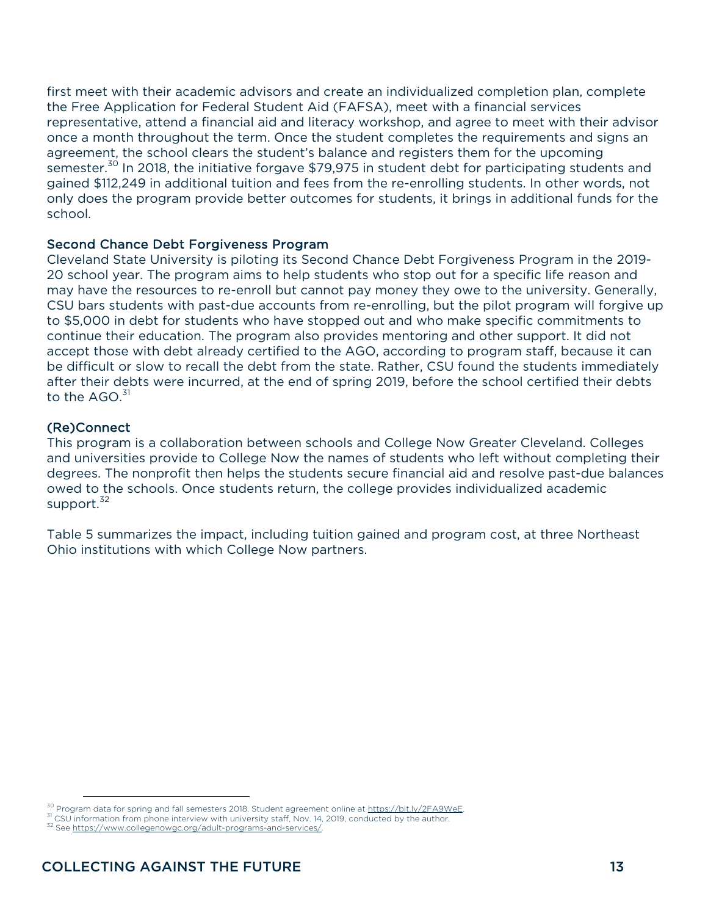first meet with their academic advisors and create an individualized completion plan, complete the Free Application for Federal Student Aid (FAFSA), meet with a financial services representative, attend a financial aid and literacy workshop, and agree to meet with their advisor once a month throughout the term. Once the student completes the requirements and signs an agreement, the school clears the student's balance and registers them for the upcoming semester.[30] In 2018, the initiative forgave $79,975 in student debt for participating students and gained $112,249 in additional tuition and fees from the re-enrolling students. In other words, not only does the program provide better outcomes for students, it brings in additional funds for the school.

### Second Chance Debt Forgiveness Program

Cleveland State University is piloting its Second Chance Debt Forgiveness Program in the 2019-20 school year. The program aims to help students who stop out for a specific life reason and may have the resources to re-enroll but cannot pay money they owe to the university. Generally, CSU bars students with past-due accounts from re-enrolling, but the pilot program will forgive up to $5,000 in debt for students who have stopped out and who make specific commitments to continue their education. The program also provides mentoring and other support. It did not accept those with debt already certified to the AGO, according to program staff, because it can be difficult or slow to recall the debt from the state. Rather, CSU found the students immediately after their debts were incurred, at the end of spring 2019, before the school certified their debts to the AGO.[31]

### (Re)Connect

This program is a collaboration between schools and College Now Greater Cleveland. Colleges and universities provide to College Now the names of students who left without completing their degrees. The nonprofit then helps the students secure financial aid and resolve past-due balances owed to the schools. Once students return, the college provides individualized academic support.[32]

Table 5 summarizes the impact, including tuition gained and program cost, at three Northeast Ohio institutions with which College Now partners.

---

[30] Program data for spring and fall semesters 2018. Student agreement online at https://bit.ly/2FA9WeE.

[31] CSU information from phone interview with university staff, Nov. 14, 2019, conducted by the author.

[32] See https://www.collegenowgc.org/adult-programs-and-services/.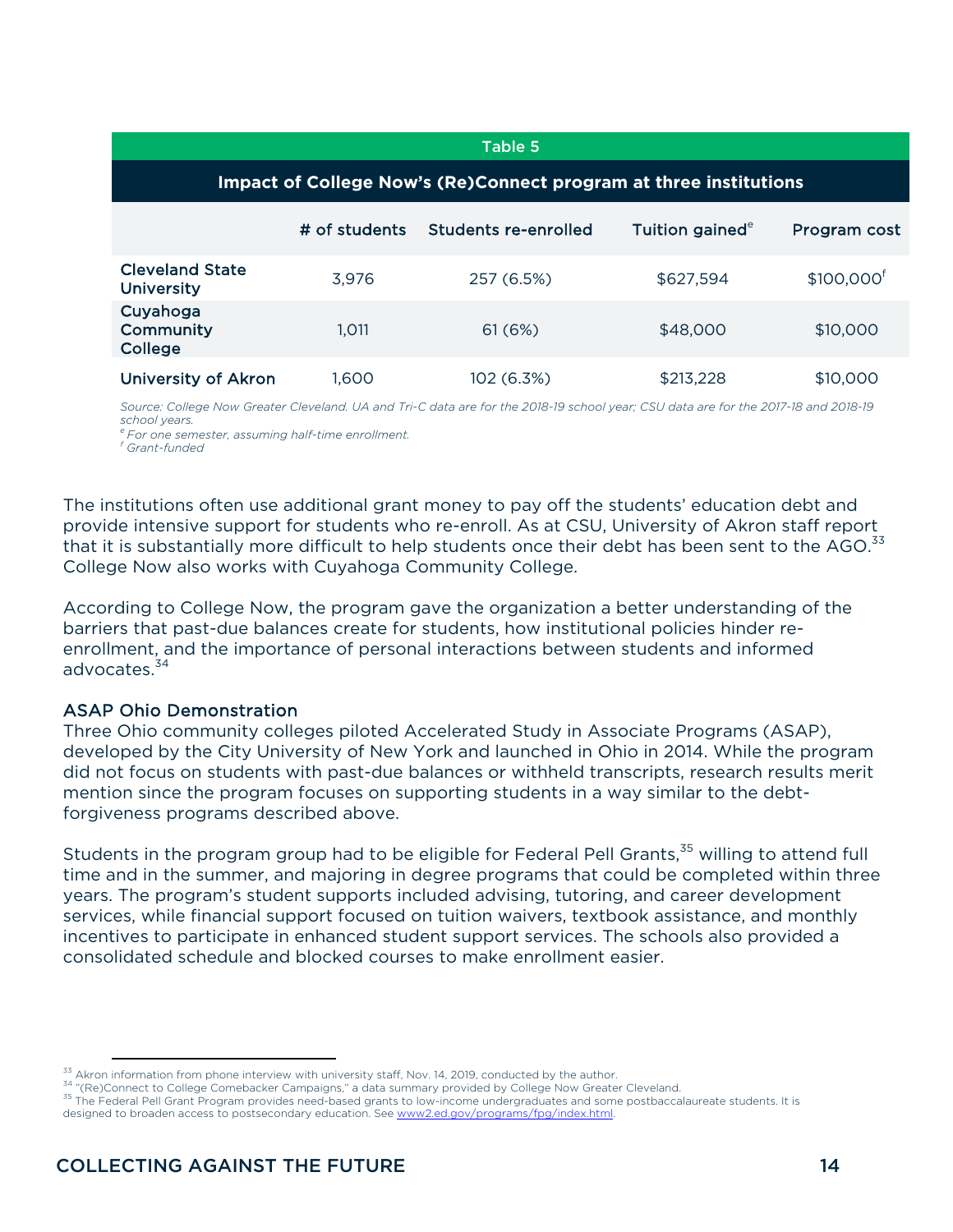**Table 5**

**Impact of College Now's (Re)Connect program at three institutions**

| | # of students | Students re-enrolled | Tuition gained[e] | Program cost |
|---|---|---|---|---|
| Cleveland State University | 3,976 | 257 (6.5%) | $627,594 | $100,000[f] |
| Cuyahoga Community College | 1,011 | 61 (6%) | $48,000 | $10,000 |
| University of Akron | 1,600 | 102 (6.3%) | $213,228 | $10,000 |

*Source: College Now Greater Cleveland. UA and Tri-C data are for the 2018-19 school year; CSU data are for the 2017-18 and 2018-19 school years.*
*[e] For one semester, assuming half-time enrollment.*
*[f] Grant-funded*

The institutions often use additional grant money to pay off the students' education debt and provide intensive support for students who re-enroll. As at CSU, University of Akron staff report that it is substantially more difficult to help students once their debt has been sent to the AGO.[33] College Now also works with Cuyahoga Community College.

According to College Now, the program gave the organization a better understanding of the barriers that past-due balances create for students, how institutional policies hinder re-enrollment, and the importance of personal interactions between students and informed advocates.[34]

### ASAP Ohio Demonstration

Three Ohio community colleges piloted Accelerated Study in Associate Programs (ASAP), developed by the City University of New York and launched in Ohio in 2014. While the program did not focus on students with past-due balances or withheld transcripts, research results merit mention since the program focuses on supporting students in a way similar to the debt-forgiveness programs described above.

Students in the program group had to be eligible for Federal Pell Grants,[35] willing to attend full time and in the summer, and majoring in degree programs that could be completed within three years. The program's student supports included advising, tutoring, and career development services, while financial support focused on tuition waivers, textbook assistance, and monthly incentives to participate in enhanced student support services. The schools also provided a consolidated schedule and blocked courses to make enrollment easier.

---

[33] Akron information from phone interview with university staff, Nov. 14, 2019, conducted by the author.
[34] "(Re)Connect to College Comebacker Campaigns," a data summary provided by College Now Greater Cleveland.
[35] The Federal Pell Grant Program provides need-based grants to low-income undergraduates and some postbaccalaureate students. It is designed to broaden access to postsecondary education. See www2.ed.gov/programs/fpg/index.html.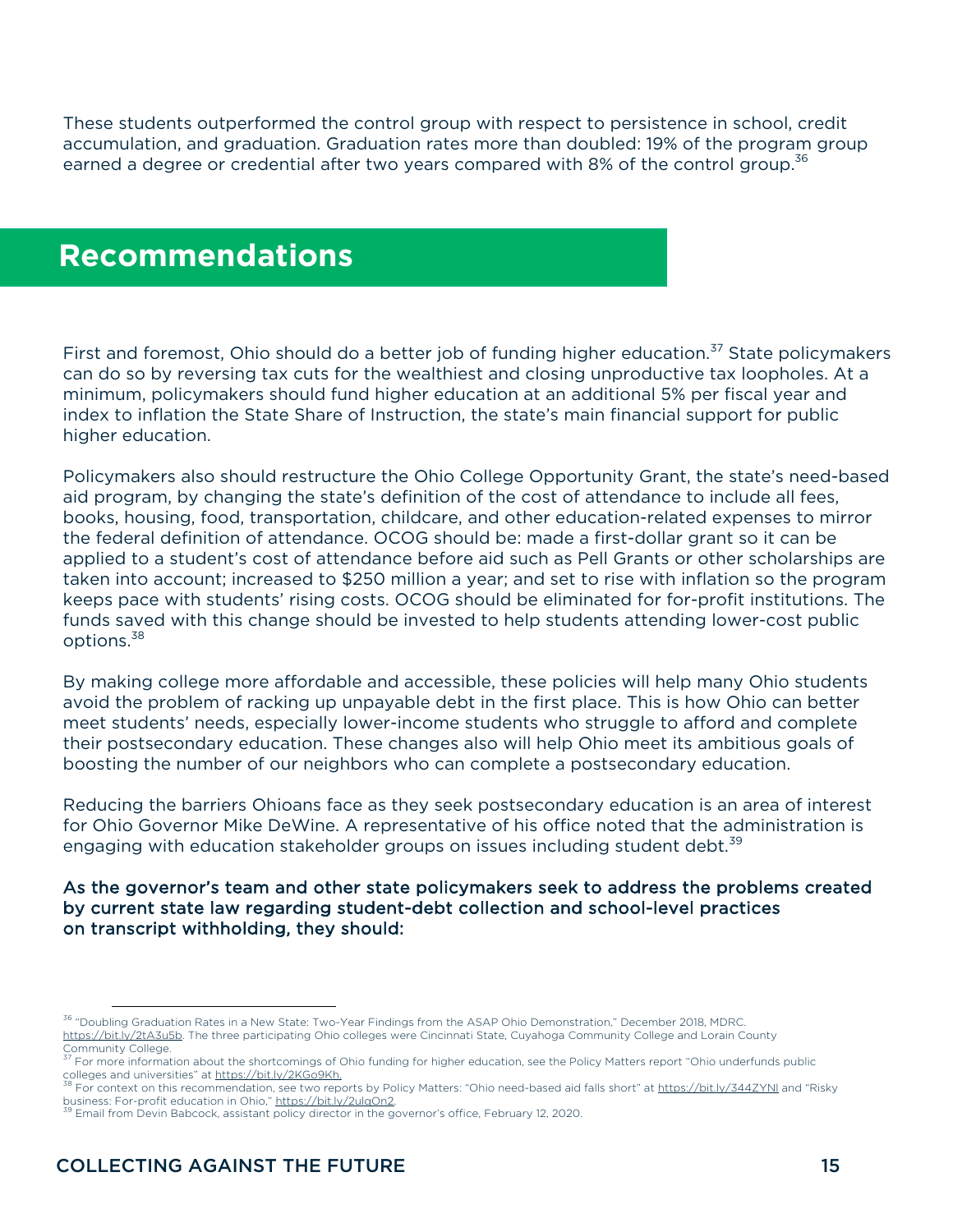These students outperformed the control group with respect to persistence in school, credit accumulation, and graduation. Graduation rates more than doubled: 19% of the program group earned a degree or credential after two years compared with 8% of the control group.[36]

## Recommendations

First and foremost, Ohio should do a better job of funding higher education.[37] State policymakers can do so by reversing tax cuts for the wealthiest and closing unproductive tax loopholes. At a minimum, policymakers should fund higher education at an additional 5% per fiscal year and index to inflation the State Share of Instruction, the state's main financial support for public higher education.

Policymakers also should restructure the Ohio College Opportunity Grant, the state's need-based aid program, by changing the state's definition of the cost of attendance to include all fees, books, housing, food, transportation, childcare, and other education-related expenses to mirror the federal definition of attendance. OCOG should be: made a first-dollar grant so it can be applied to a student's cost of attendance before aid such as Pell Grants or other scholarships are taken into account; increased to $250 million a year; and set to rise with inflation so the program keeps pace with students' rising costs. OCOG should be eliminated for for-profit institutions. The funds saved with this change should be invested to help students attending lower-cost public options.[38]

By making college more affordable and accessible, these policies will help many Ohio students avoid the problem of racking up unpayable debt in the first place. This is how Ohio can better meet students' needs, especially lower-income students who struggle to afford and complete their postsecondary education. These changes also will help Ohio meet its ambitious goals of boosting the number of our neighbors who can complete a postsecondary education.

Reducing the barriers Ohioans face as they seek postsecondary education is an area of interest for Ohio Governor Mike DeWine. A representative of his office noted that the administration is engaging with education stakeholder groups on issues including student debt.[39]

**As the governor's team and other state policymakers seek to address the problems created by current state law regarding student-debt collection and school-level practices on transcript withholding, they should:**

---

[36] "Doubling Graduation Rates in a New State: Two-Year Findings from the ASAP Ohio Demonstration," December 2018, MDRC. https://bit.ly/2tA3u5b. The three participating Ohio colleges were Cincinnati State, Cuyahoga Community College and Lorain County Community College.

[37] For more information about the shortcomings of Ohio funding for higher education, see the Policy Matters report "Ohio underfunds public colleges and universities" at https://bit.ly/2KGo9Kh.

[38] For context on this recommendation, see two reports by Policy Matters: "Ohio need-based aid falls short" at https://bit.ly/344ZYNl and "Risky business: For-profit education in Ohio," https://bit.ly/2ulqOn2.

[39] Email from Devin Babcock, assistant policy director in the governor's office, February 12, 2020.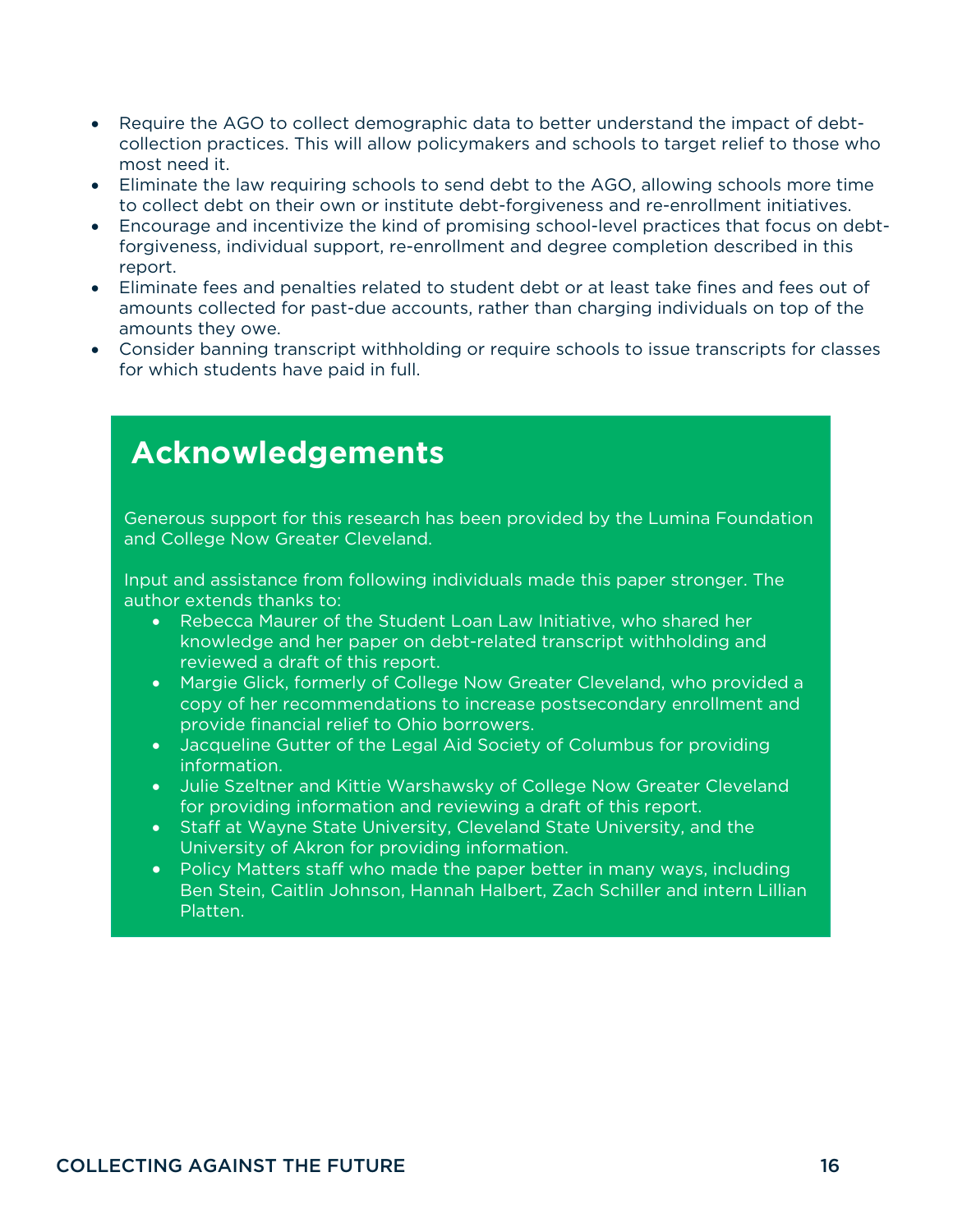- Require the AGO to collect demographic data to better understand the impact of debt-collection practices. This will allow policymakers and schools to target relief to those who most need it.
- Eliminate the law requiring schools to send debt to the AGO, allowing schools more time to collect debt on their own or institute debt-forgiveness and re-enrollment initiatives.
- Encourage and incentivize the kind of promising school-level practices that focus on debt-forgiveness, individual support, re-enrollment and degree completion described in this report.
- Eliminate fees and penalties related to student debt or at least take fines and fees out of amounts collected for past-due accounts, rather than charging individuals on top of the amounts they owe.
- Consider banning transcript withholding or require schools to issue transcripts for classes for which students have paid in full.

## Acknowledgements

Generous support for this research has been provided by the Lumina Foundation and College Now Greater Cleveland.

Input and assistance from following individuals made this paper stronger. The author extends thanks to:

- Rebecca Maurer of the Student Loan Law Initiative, who shared her knowledge and her paper on debt-related transcript withholding and reviewed a draft of this report.
- Margie Glick, formerly of College Now Greater Cleveland, who provided a copy of her recommendations to increase postsecondary enrollment and provide financial relief to Ohio borrowers.
- Jacqueline Gutter of the Legal Aid Society of Columbus for providing information.
- Julie Szeltner and Kittie Warshawsky of College Now Greater Cleveland for providing information and reviewing a draft of this report.
- Staff at Wayne State University, Cleveland State University, and the University of Akron for providing information.
- Policy Matters staff who made the paper better in many ways, including Ben Stein, Caitlin Johnson, Hannah Halbert, Zach Schiller and intern Lillian Platten.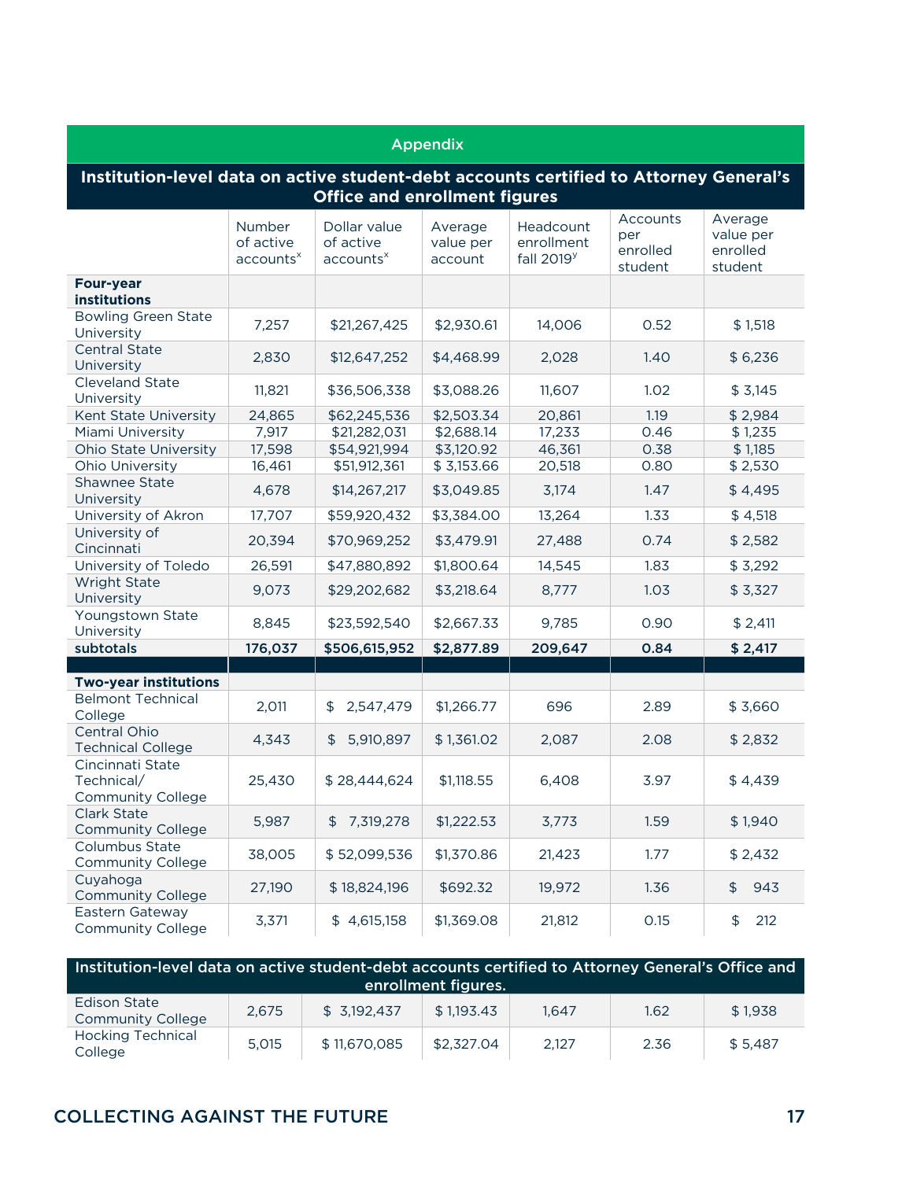## Appendix

### Institution-level data on active student-debt accounts certified to Attorney General's Office and enrollment figures

| | Number of active accounts[x] | Dollar value of active accounts[x] | Average value per account | Headcount enrollment fall 2019[y] | Accounts per enrolled student | Average value per enrolled student |
|---|---|---|---|---|---|---|
| **Four-year institutions** | | | | | | |
| Bowling Green State University | 7,257 | $21,267,425 | $2,930.61 | 14,006 | 0.52 | $ 1,518 |
| Central State University | 2,830 | $12,647,252 | $4,468.99 | 2,028 | 1.40 | $ 6,236 |
| Cleveland State University | 11,821 | $36,506,338 | $3,088.26 | 11,607 | 1.02 | $ 3,145 |
| Kent State University | 24,865 | $62,245,536 | $2,503.34 | 20,861 | 1.19 | $ 2,984 |
| Miami University | 7,917 | $21,282,031 | $2,688.14 | 17,233 | 0.46 | $ 1,235 |
| Ohio State University | 17,598 | $54,921,994 | $3,120.92 | 46,361 | 0.38 | $ 1,185 |
| Ohio University | 16,461 | $51,912,361 | $ 3,153.66 | 20,518 | 0.80 | $ 2,530 |
| Shawnee State University | 4,678 | $14,267,217 | $3,049.85 | 3,174 | 1.47 | $ 4,495 |
| University of Akron | 17,707 | $59,920,432 | $3,384.00 | 13,264 | 1.33 | $ 4,518 |
| University of Cincinnati | 20,394 | $70,969,252 | $3,479.91 | 27,488 | 0.74 | $ 2,582 |
| University of Toledo | 26,591 | $47,880,892 | $1,800.64 | 14,545 | 1.83 | $ 3,292 |
| Wright State University | 9,073 | $29,202,682 | $3,218.64 | 8,777 | 1.03 | $ 3,327 |
| Youngstown State University | 8,845 | $23,592,540 | $2,667.33 | 9,785 | 0.90 | $ 2,411 |
| **subtotals** | **176,037** | **$506,615,952** | **$2,877.89** | **209,647** | **0.84** | **$ 2,417** |
| **Two-year institutions** | | | | | | |
| Belmont Technical College | 2,011 | $ 2,547,479 | $1,266.77 | 696 | 2.89 | $ 3,660 |
| Central Ohio Technical College | 4,343 | $ 5,910,897 | $ 1,361.02 | 2,087 | 2.08 | $ 2,832 |
| Cincinnati State Technical/ Community College | 25,430 | $ 28,444,624 | $1,118.55 | 6,408 | 3.97 | $ 4,439 |
| Clark State Community College | 5,987 | $ 7,319,278 | $1,222.53 | 3,773 | 1.59 | $ 1,940 |
| Columbus State Community College | 38,005 | $ 52,099,536 | $1,370.86 | 21,423 | 1.77 | $ 2,432 |
| Cuyahoga Community College | 27,190 | $ 18,824,196 | $692.32 | 19,972 | 1.36 | $ 943 |
| Eastern Gateway Community College | 3,371 | $ 4,615,158 | $1,369.08 | 21,812 | 0.15 | $ 212 |
| Edison State Community College | 2,675 | $ 3,192,437 | $ 1,193.43 | 1,647 | 1.62 | $ 1,938 |
| Hocking Technical College | 5,015 | $ 11,670,085 | $2,327.04 | 2,127 | 2.36 | $ 5,487 |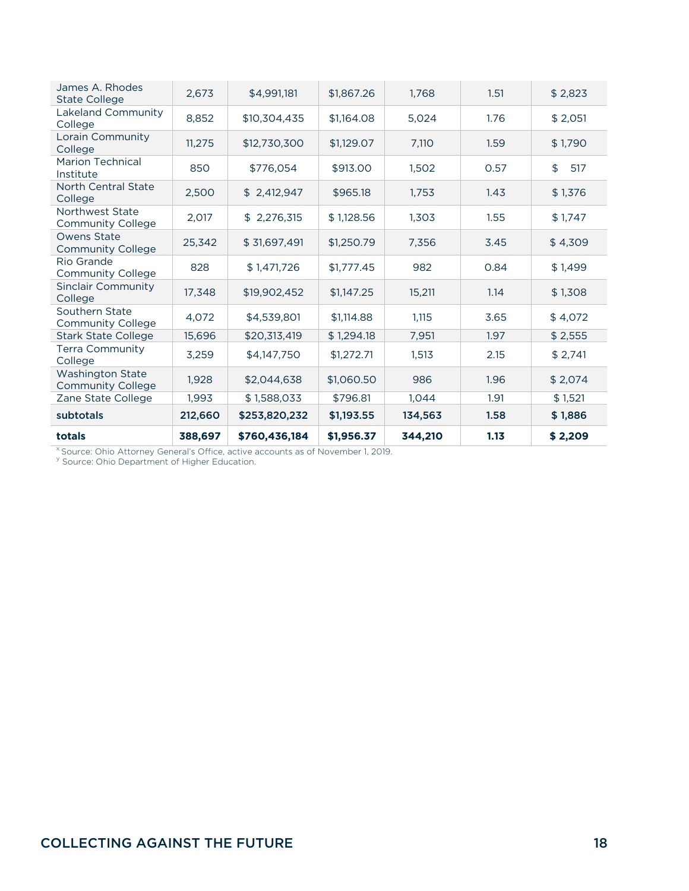| | | | | | | |
|---|---|---|---|---|---|---|
| James A. Rhodes State College | 2,673 | $4,991,181 | $1,867.26 | 1,768 | 1.51 | $ 2,823 |
| Lakeland Community College | 8,852 | $10,304,435 | $1,164.08 | 5,024 | 1.76 | $ 2,051 |
| Lorain Community College | 11,275 | $12,730,300 | $1,129.07 | 7,110 | 1.59 | $ 1,790 |
| Marion Technical Institute | 850 | $776,054 | $913.00 | 1,502 | 0.57 | $ 517 |
| North Central State College | 2,500 | $ 2,412,947 | $965.18 | 1,753 | 1.43 | $ 1,376 |
| Northwest State Community College | 2,017 | $ 2,276,315 | $ 1,128.56 | 1,303 | 1.55 | $ 1,747 |
| Owens State Community College | 25,342 | $ 31,697,491 | $1,250.79 | 7,356 | 3.45 | $ 4,309 |
| Rio Grande Community College | 828 | $ 1,471,726 | $1,777.45 | 982 | 0.84 | $ 1,499 |
| Sinclair Community College | 17,348 | $19,902,452 | $1,147.25 | 15,211 | 1.14 | $ 1,308 |
| Southern State Community College | 4,072 | $4,539,801 | $1,114.88 | 1,115 | 3.65 | $ 4,072 |
| Stark State College | 15,696 | $20,313,419 | $ 1,294.18 | 7,951 | 1.97 | $ 2,555 |
| Terra Community College | 3,259 | $4,147,750 | $1,272.71 | 1,513 | 2.15 | $ 2,741 |
| Washington State Community College | 1,928 | $2,044,638 | $1,060.50 | 986 | 1.96 | $ 2,074 |
| Zane State College | 1,993 | $ 1,588,033 | $796.81 | 1,044 | 1.91 | $ 1,521 |
| **subtotals** | **212,660** | **$253,820,232** | **$1,193.55** | **134,563** | **1.58** | **$ 1,886** |
| **totals** | **388,697** | **$760,436,184** | **$1,956.37** | **344,210** | **1.13** | **$ 2,209** |

[x] Source: Ohio Attorney General's Office, active accounts as of November 1, 2019.

[y] Source: Ohio Department of Higher Education.